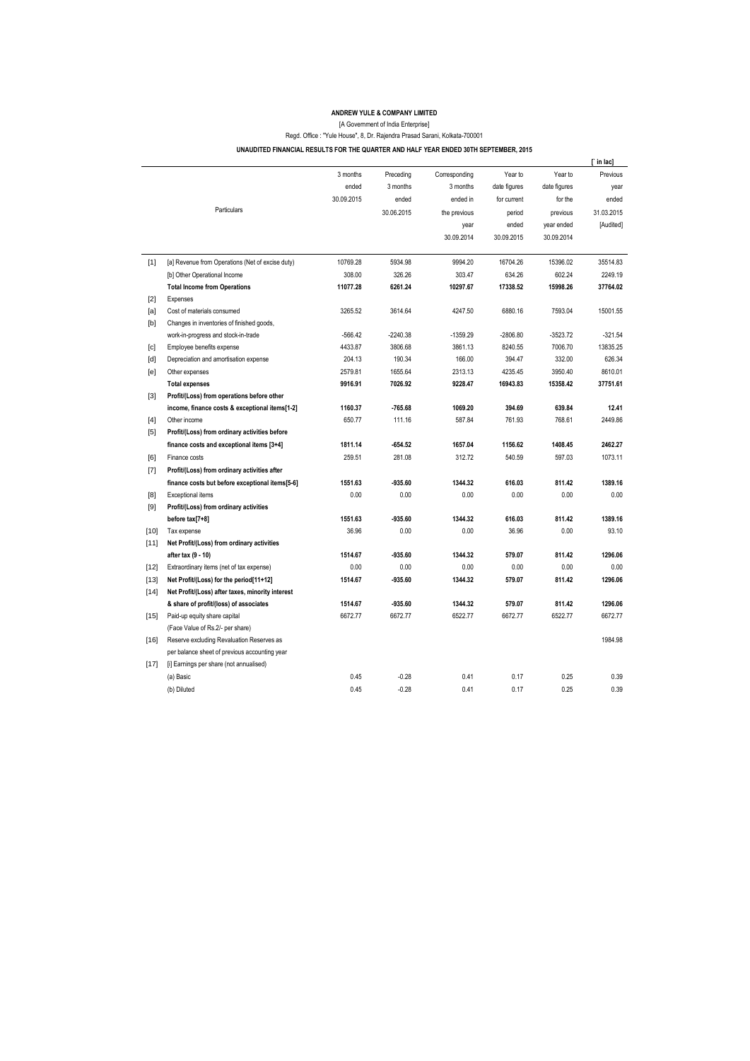**ANDREW YULE & COMPANY LIMITED**

[A Government of India Enterprise]

Regd. Office : "Yule House", 8, Dr. Rajendra Prasad Sarani, Kolkata-700001

**UNAUDITED FINANCIAL RESULTS FOR THE QUARTER AND HALF YEAR ENDED 30TH SEPTEMBER, 2015**

[` in lac]

| | Particulars | 3 months ended 30.09.2015 | Preceding 3 months ended 30.06.2015 | Corresponding 3 months ended in the previous year 30.09.2014 | Year to date figures for current period ended 30.09.2015 | Year to date figures for the previous year ended 30.09.2014 | Previous year ended 31.03.2015 [Audited] |
|---|---|---|---|---|---|---|---|
| [1] | [a] Revenue from Operations (Net of excise duty) | 10769.28 | 5934.98 | 9994.20 | 16704.26 | 15396.02 | 35514.83 |
| | [b] Other Operational Income | 308.00 | 326.26 | 303.47 | 634.26 | 602.24 | 2249.19 |
| | **Total Income from Operations** | **11077.28** | **6261.24** | **10297.67** | **17338.52** | **15998.26** | **37764.02** |
| [2] | Expenses | | | | | | |
| [a] | Cost of materials consumed | 3265.52 | 3614.64 | 4247.50 | 6880.16 | 7593.04 | 15001.55 |
| [b] | Changes in inventories of finished goods, work-in-progress and stock-in-trade | -566.42 | -2240.38 | -1359.29 | -2806.80 | -3523.72 | -321.54 |
| [c] | Employee benefits expense | 4433.87 | 3806.68 | 3861.13 | 8240.55 | 7006.70 | 13835.25 |
| [d] | Depreciation and amortisation expense | 204.13 | 190.34 | 166.00 | 394.47 | 332.00 | 626.34 |
| [e] | Other expenses | 2579.81 | 1655.64 | 2313.13 | 4235.45 | 3950.40 | 8610.01 |
| | **Total expenses** | **9916.91** | **7026.92** | **9228.47** | **16943.83** | **15358.42** | **37751.61** |
| [3] | **Profit/(Loss) from operations before other income, finance costs & exceptional items[1-2]** | **1160.37** | **-765.68** | **1069.20** | **394.69** | **639.84** | **12.41** |
| [4] | Other income | 650.77 | 111.16 | 587.84 | 761.93 | 768.61 | 2449.86 |
| [5] | **Profit/(Loss) from ordinary activities before finance costs and exceptional items [3+4]** | **1811.14** | **-654.52** | **1657.04** | **1156.62** | **1408.45** | **2462.27** |
| [6] | Finance costs | 259.51 | 281.08 | 312.72 | 540.59 | 597.03 | 1073.11 |
| [7] | **Profit/(Loss) from ordinary activities after finance costs but before exceptional items[5-6]** | **1551.63** | **-935.60** | **1344.32** | **616.03** | **811.42** | **1389.16** |
| [8] | Exceptional items | 0.00 | 0.00 | 0.00 | 0.00 | 0.00 | 0.00 |
| [9] | **Profit/(Loss) from ordinary activities before tax[7+8]** | **1551.63** | **-935.60** | **1344.32** | **616.03** | **811.42** | **1389.16** |
| [10] | Tax expense | 36.96 | 0.00 | 0.00 | 36.96 | 0.00 | 93.10 |
| [11] | **Net Profit/(Loss) from ordinary activities after tax (9 - 10)** | **1514.67** | **-935.60** | **1344.32** | **579.07** | **811.42** | **1296.06** |
| [12] | Extraordinary items (net of tax expense) | 0.00 | 0.00 | 0.00 | 0.00 | 0.00 | 0.00 |
| [13] | **Net Profit/(Loss) for the period[11+12]** | **1514.67** | **-935.60** | **1344.32** | **579.07** | **811.42** | **1296.06** |
| [14] | **Net Profit/(Loss) after taxes, minority interest & share of profit/(loss) of associates** | **1514.67** | **-935.60** | **1344.32** | **579.07** | **811.42** | **1296.06** |
| [15] | Paid-up equity share capital (Face Value of Rs.2/- per share) | 6672.77 | 6672.77 | 6522.77 | 6672.77 | 6522.77 | 6672.77 |
| [16] | Reserve excluding Revaluation Reserves as per balance sheet of previous accounting year | | | | | | 1984.98 |
| [17] | [i] Earnings per share (not annualised) | | | | | | |
| | (a) Basic | 0.45 | -0.28 | 0.41 | 0.17 | 0.25 | 0.39 |
| | (b) Diluted | 0.45 | -0.28 | 0.41 | 0.17 | 0.25 | 0.39 |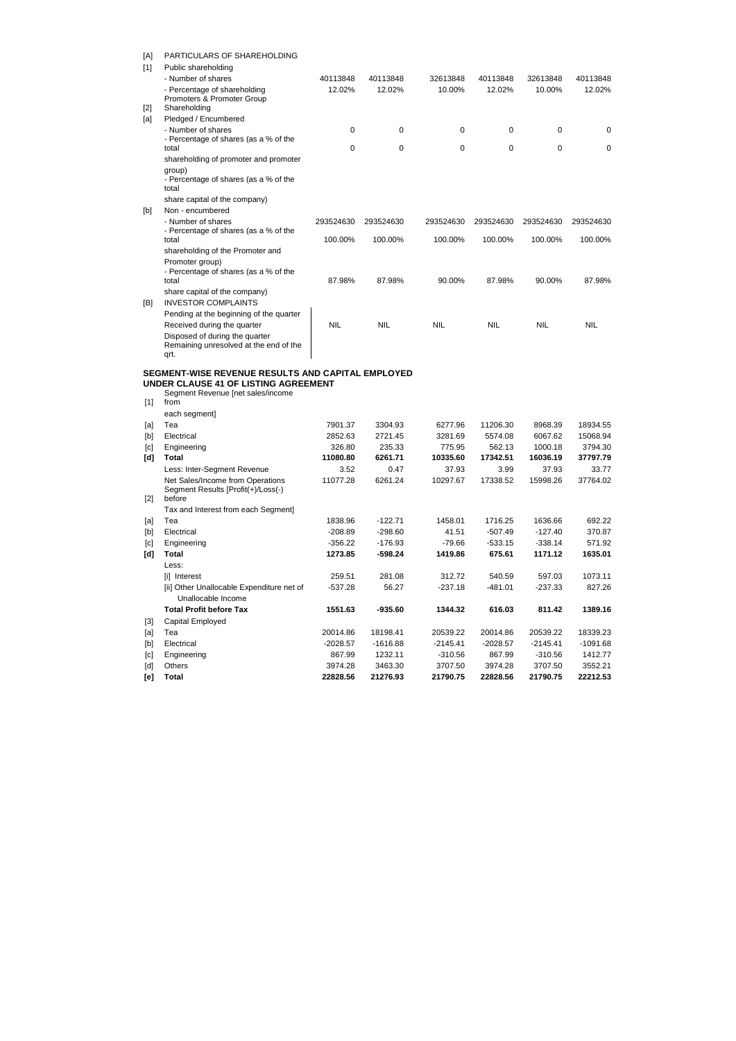| | | | | | | | |
|---|---|---|---|---|---|---|---|
| [A] | PARTICULARS OF SHAREHOLDING | | | | | | |
| [1] | Public shareholding | | | | | | |
| | - Number of shares | 40113848 | 40113848 | 32613848 | 40113848 | 32613848 | 40113848 |
| | - Percentage of shareholding | 12.02% | 12.02% | 10.00% | 12.02% | 10.00% | 12.02% |
| [2] | Promoters & Promoter Group Shareholding | | | | | | |
| [a] | Pledged / Encumbered | | | | | | |
| | - Number of shares | 0 | 0 | 0 | 0 | 0 | 0 |
| | - Percentage of shares (as a % of the total shareholding of promoter and promoter group) | 0 | 0 | 0 | 0 | 0 | 0 |
| | - Percentage of shares (as a % of the total share capital of the company) | | | | | | |
| [b] | Non - encumbered | | | | | | |
| | - Number of shares | 293524630 | 293524630 | 293524630 | 293524630 | 293524630 | 293524630 |
| | - Percentage of shares (as a % of the total shareholding of the Promoter and Promoter group) | 100.00% | 100.00% | 100.00% | 100.00% | 100.00% | 100.00% |
| | - Percentage of shares (as a % of the total share capital of the company) | 87.98% | 87.98% | 90.00% | 87.98% | 90.00% | 87.98% |
| [B] | INVESTOR COMPLAINTS | | | | | | |
| | Pending at the beginning of the quarter<br>Received during the quarter<br>Disposed of during the quarter<br>Remaining unresolved at the end of the qrt. | NIL | NIL | NIL | NIL | NIL | NIL |

**SEGMENT-WISE REVENUE RESULTS AND CAPITAL EMPLOYED UNDER CLAUSE 41 OF LISTING AGREEMENT**

| | | | | | | | |
|---|---|---|---|---|---|---|---|
| [1] | Segment Revenue [net sales/income from each segment] | | | | | | |
| [a] | Tea | 7901.37 | 3304.93 | 6277.96 | 11206.30 | 8968.39 | 18934.55 |
| [b] | Electrical | 2852.63 | 2721.45 | 3281.69 | 5574.08 | 6067.62 | 15068.94 |
| [c] | Engineering | 326.80 | 235.33 | 775.95 | 562.13 | 1000.18 | 3794.30 |
| **[d]** | **Total** | **11080.80** | **6261.71** | **10335.60** | **17342.51** | **16036.19** | **37797.79** |
| | Less: Inter-Segment Revenue | 3.52 | 0.47 | 37.93 | 3.99 | 37.93 | 33.77 |
| | Net Sales/Income from Operations | 11077.28 | 6261.24 | 10297.67 | 17338.52 | 15998.26 | 37764.02 |
| [2] | Segment Results [Profit(+)/Loss(-) before Tax and Interest from each Segment] | | | | | | |
| [a] | Tea | 1838.96 | -122.71 | 1458.01 | 1716.25 | 1636.66 | 692.22 |
| [b] | Electrical | -208.89 | -298.60 | 41.51 | -507.49 | -127.40 | 370.87 |
| [c] | Engineering | -356.22 | -176.93 | -79.66 | -533.15 | -338.14 | 571.92 |
| **[d]** | **Total** | **1273.85** | **-598.24** | **1419.86** | **675.61** | **1171.12** | **1635.01** |
| | Less: | | | | | | |
| | [i] Interest | 259.51 | 281.08 | 312.72 | 540.59 | 597.03 | 1073.11 |
| | [ii] Other Unallocable Expenditure net of Unallocable Income | -537.28 | 56.27 | -237.18 | -481.01 | -237.33 | 827.26 |
| | **Total Profit before Tax** | **1551.63** | **-935.60** | **1344.32** | **616.03** | **811.42** | **1389.16** |
| [3] | Capital Employed | | | | | | |
| [a] | Tea | 20014.86 | 18198.41 | 20539.22 | 20014.86 | 20539.22 | 18339.23 |
| [b] | Electrical | -2028.57 | -1616.88 | -2145.41 | -2028.57 | -2145.41 | -1091.68 |
| [c] | Engineering | 867.99 | 1232.11 | -310.56 | 867.99 | -310.56 | 1412.77 |
| [d] | Others | 3974.28 | 3463.30 | 3707.50 | 3974.28 | 3707.50 | 3552.21 |
| **[e]** | **Total** | **22828.56** | **21276.93** | **21790.75** | **22828.56** | **21790.75** | **22212.53** |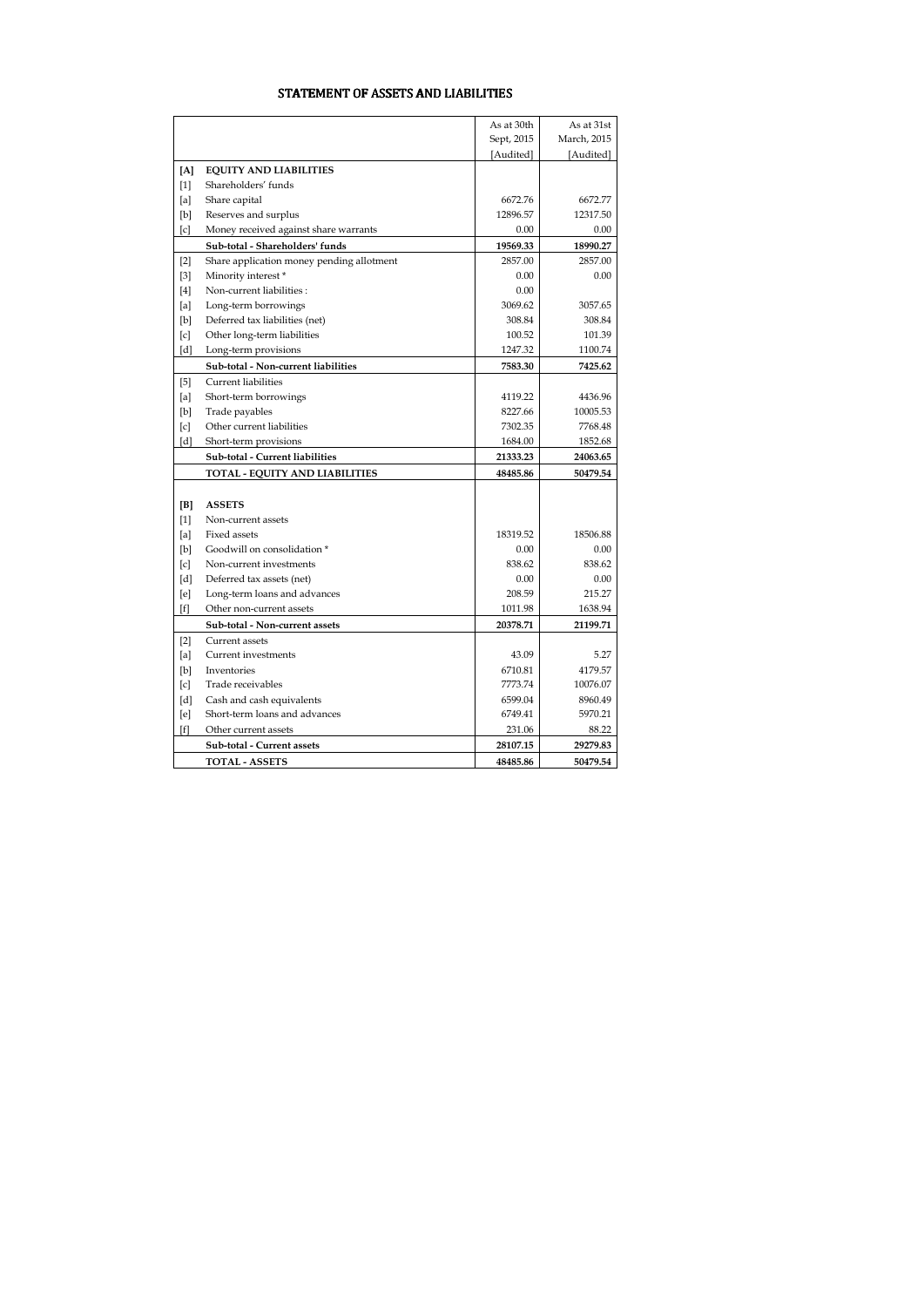# STATEMENT OF ASSETS AND LIABILITIES

| | | As at 30th Sept, 2015 [Audited] | As at 31st March, 2015 [Audited] |
|---|---|---|---|
| **[A]** | **EQUITY AND LIABILITIES** | | |
| [1] | Shareholders' funds | | |
| [a] | Share capital | 6672.76 | 6672.77 |
| [b] | Reserves and surplus | 12896.57 | 12317.50 |
| [c] | Money received against share warrants | 0.00 | 0.00 |
| | **Sub-total - Shareholders' funds** | **19569.33** | **18990.27** |
| [2] | Share application money pending allotment | 2857.00 | 2857.00 |
| [3] | Minority interest * | 0.00 | 0.00 |
| [4] | Non-current liabilities : | 0.00 | |
| [a] | Long-term borrowings | 3069.62 | 3057.65 |
| [b] | Deferred tax liabilities (net) | 308.84 | 308.84 |
| [c] | Other long-term liabilities | 100.52 | 101.39 |
| [d] | Long-term provisions | 1247.32 | 1100.74 |
| | **Sub-total - Non-current liabilities** | **7583.30** | **7425.62** |
| [5] | Current liabilities | | |
| [a] | Short-term borrowings | 4119.22 | 4436.96 |
| [b] | Trade payables | 8227.66 | 10005.53 |
| [c] | Other current liabilities | 7302.35 | 7768.48 |
| [d] | Short-term provisions | 1684.00 | 1852.68 |
| | **Sub-total - Current liabilities** | **21333.23** | **24063.65** |
| | **TOTAL - EQUITY AND LIABILITIES** | **48485.86** | **50479.54** |
| | | | |
| **[B]** | **ASSETS** | | |
| [1] | Non-current assets | | |
| [a] | Fixed assets | 18319.52 | 18506.88 |
| [b] | Goodwill on consolidation * | 0.00 | 0.00 |
| [c] | Non-current investments | 838.62 | 838.62 |
| [d] | Deferred tax assets (net) | 0.00 | 0.00 |
| [e] | Long-term loans and advances | 208.59 | 215.27 |
| [f] | Other non-current assets | 1011.98 | 1638.94 |
| | **Sub-total - Non-current assets** | **20378.71** | **21199.71** |
| [2] | Current assets | | |
| [a] | Current investments | 43.09 | 5.27 |
| [b] | Inventories | 6710.81 | 4179.57 |
| [c] | Trade receivables | 7773.74 | 10076.07 |
| [d] | Cash and cash equivalents | 6599.04 | 8960.49 |
| [e] | Short-term loans and advances | 6749.41 | 5970.21 |
| [f] | Other current assets | 231.06 | 88.22 |
| | **Sub-total - Current assets** | **28107.15** | **29279.83** |
| | **TOTAL - ASSETS** | **48485.86** | **50479.54** |